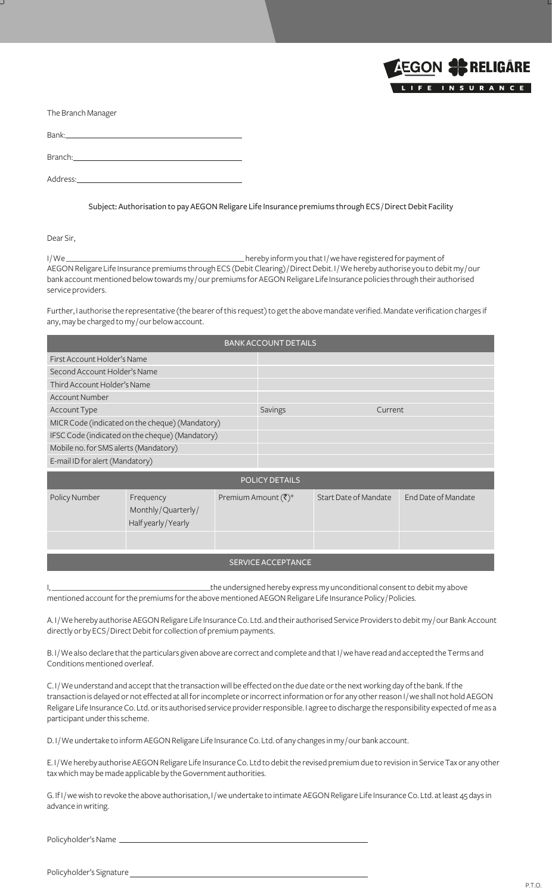AEGON RELIGARE LIFE INSURANCE

The Branch Manager

Bank: ______________________________

Branch: ______________________________

Address: ______________________________

Subject: Authorisation to pay AEGON Religare Life Insurance premiums through ECS / Direct Debit Facility

Dear Sir,

I / We ______________________________ hereby inform you that I / we have registered for payment of AEGON Religare Life Insurance premiums through ECS (Debit Clearing) / Direct Debit. I / We hereby authorise you to debit my / our bank account mentioned below towards my / our premiums for AEGON Religare Life Insurance policies through their authorised service providers.

Further, I authorise the representative (the bearer of this request) to get the above mandate verified. Mandate verification charges if any, may be charged to my / our below account.

| BANK ACCOUNT DETAILS | | |
|---|---|---|
| First Account Holder's Name | | |
| Second Account Holder's Name | | |
| Third Account Holder's Name | | |
| Account Number | | |
| Account Type | Savings | Current |
| MICR Code (indicated on the cheque) (Mandatory) | | |
| IFSC Code (indicated on the cheque) (Mandatory) | | |
| Mobile no. for SMS alerts (Mandatory) | | |
| E-mail ID for alert (Mandatory) | | |

| POLICY DETAILS | | | | |
|---|---|---|---|---|
| Policy Number | Frequency Monthly / Quarterly / Half yearly / Yearly | Premium Amount (₹)* | Start Date of Mandate | End Date of Mandate |
| | | | | |

## SERVICE ACCEPTANCE

I, ______________________________ the undersigned hereby express my unconditional consent to debit my above mentioned account for the premiums for the above mentioned AEGON Religare Life Insurance Policy / Policies.

A. I / We hereby authorise AEGON Religare Life Insurance Co. Ltd. and their authorised Service Providers to debit my / our Bank Account directly or by ECS / Direct Debit for collection of premium payments.

B. I / We also declare that the particulars given above are correct and complete and that I / we have read and accepted the Terms and Conditions mentioned overleaf.

C. I / We understand and accept that the transaction will be effected on the due date or the next working day of the bank. If the transaction is delayed or not effected at all for incomplete or incorrect information or for any other reason I / we shall not hold AEGON Religare Life Insurance Co. Ltd. or its authorised service provider responsible. I agree to discharge the responsibility expected of me as a participant under this scheme.

D. I / We undertake to inform AEGON Religare Life Insurance Co. Ltd. of any changes in my / our bank account.

E. I / We hereby authorise AEGON Religare Life Insurance Co. Ltd to debit the revised premium due to revision in Service Tax or any other tax which may be made applicable by the Government authorities.

G. If I / we wish to revoke the above authorisation, I / we undertake to intimate AEGON Religare Life Insurance Co. Ltd. at least 45 days in advance in writing.

Policyholder's Name ______________________________

Policyholder's Signature ______________________________

P.T.O.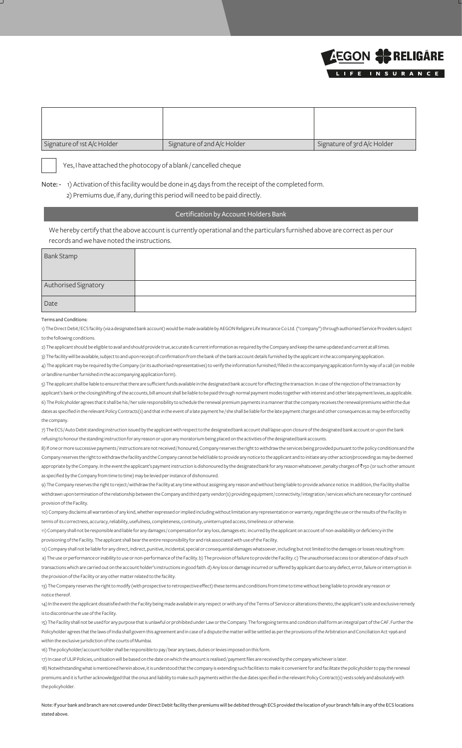AEGON RELIGARE LIFE INSURANCE

| | | |
|---|---|---|
| | | |
| Signature of 1st A/c Holder | Signature of 2nd A/c Holder | Signature of 3rd A/c Holder |

☐ Yes, I have attached the photocopy of a blank / cancelled cheque

Note: - 1) Activation of this facility would be done in 45 days from the receipt of the completed form.
2) Premiums due, if any, during this period will need to be paid directly.

## Certification by Account Holders Bank

We hereby certify that the above account is currently operational and the particulars furnished above are correct as per our records and we have noted the instructions.

| | |
|---|---|
| Bank Stamp | |
| Authorised Signatory | |
| Date | |

**Terms and Conditions:**

1) The Direct Debit / ECS facility (via a designated bank account) would be made available by AEGON Religare Life Insurance Co Ltd. ("company") through authorised Service Providers subject to the following conditions.

2) The applicant should be eligible to avail and should provide true, accurate & current information as required by the Company and keep the same updated and current at all times.

3) The facility will be available, subject to and upon receipt of confirmation from the bank of the bank account details furnished by the applicant in the accompanying application.

4) The applicant may be required by the Company (or its authorised representatives) to verify the information furnished / filled in the accompanying application form by way of a call (on mobile or landline number furnished in the accompanying application form).

5) The applicant shall be liable to ensure that there are sufficient funds available in the designated bank account for effecting the transaction. In case of the rejection of the transaction by applicant's bank or the closing/shifting of the accounts, bill amount shall be liable to be paid through normal payment modes together with interest and other late payment levies, as applicable.

6) The Policyholder agrees that it shall be his / her sole responsibility to schedule the renewal premium payments in a manner that the company receives the renewal premiums within the due dates as specified in the relevant Policy Contracts(s) and that in the event of a late payment he / she shall be liable for the late payment charges and other consequences as may be enforced by the company.

7) The ECS / Auto Debit standing instruction issued by the applicant with respect to the designated bank account shall lapse upon closure of the designated bank account or upon the bank refusing to honour the standing instruction for any reason or upon any moratorium being placed on the activities of the designated bank accounts.

8) If one or more successive payments / instructions are not received / honoured, Company reserves the right to withdraw the services being provided pursuant to the policy conditions and the Company reserves the right to withdraw the facility and the Company cannot be held liable to provide any notice to the applicant and to initiate any other action/proceeding as may be deemed appropriate by the Company. In the event the applicant's payment instruction is dishonoured by the designated bank for any reason whatsoever, penalty charges of ₹150 (or such other amount as specified by the Company from time to time) may be levied per instance of dishonoured.

9) The Company reserves the right to reject / withdraw the Facility at any time without assigning any reason and without being liable to provide advance notice. In addition, the Facility shall be withdrawn upon termination of the relationship between the Company and third party vendor(s) providing equipment / connectivity / integration / services which are necessary for continued provision of the Facility.

10) Company disclaims all warranties of any kind, whether expressed or implied including without limitation any representation or warranty, regarding the use or the results of the Facility in terms of its correctness, accuracy, reliability, usefulness, completeness, continuity, uninterrupted access, timeliness or otherwise.

11) Company shall not be responsible and liable for any damages / compensation for any loss, damages etc. incurred by the applicant on account of non-availability or deficiency in the provisioning of the Facility. The applicant shall bear the entire responsibility for and risk associated with use of the Facility.

12) Company shall not be liable for any direct, indirect, punitive, incidental, special or consequential damages whatsoever, including but not limited to the damages or losses resulting from: a) The use or performance or inability to use or non-performance of the Facility. b) The provision of failure to provide the Facility. c) The unauthorised access to or alteration of data of such transactions which are carried out on the account holder's instructions in good faith. d) Any loss or damage incurred or suffered by applicant due to any defect, error, failure or interruption in the provision of the Facility or any other matter related to the facility.

13) The Company reserves the right to modify (with prospective to retrospective effect) these terms and conditions from time to time without being liable to provide any reason or notice thereof.

14) In the event the applicant dissatisfied with the Facility being made available in any respect or with any of the Terms of Service or alterations thereto, the applicant's sole and exclusive remedy is to discontinue the use of the Facility.

15) The Facility shall not be used for any purpose that is unlawful or prohibited under Law or the Company. The foregoing terms and condition shall form an integral part of the CAF. Further the Policyholder agrees that the laws of India shall govern this agreement and in case of a dispute the matter will be settled as per the provisions of the Arbitration and Conciliation Act 1996 and within the exclusive jurisdiction of the courts of Mumbai.

16) The policyholder/account holder shall be responsible to pay / bear any taxes, duties or levies imposed on this form.

17) In case of ULIP Policies, unitisation will be based on the date on which the amount is realised / payment files are received by the company whichever is later.

18) Notwithstanding what is mentioned herein above, it is understood that the company is extending such facilities to make it convenient for and facilitate the policyholder to pay the renewal premiums and it is further acknowledged that the onus and liability to make such payments within the due dates specified in the relevant Policy Contract(s) vests solely and absolutely with the policyholder.

Note: If your bank and branch are not covered under Direct Debit facility then premiums will be debited through ECS provided the location of your branch falls in any of the ECS locations stated above.